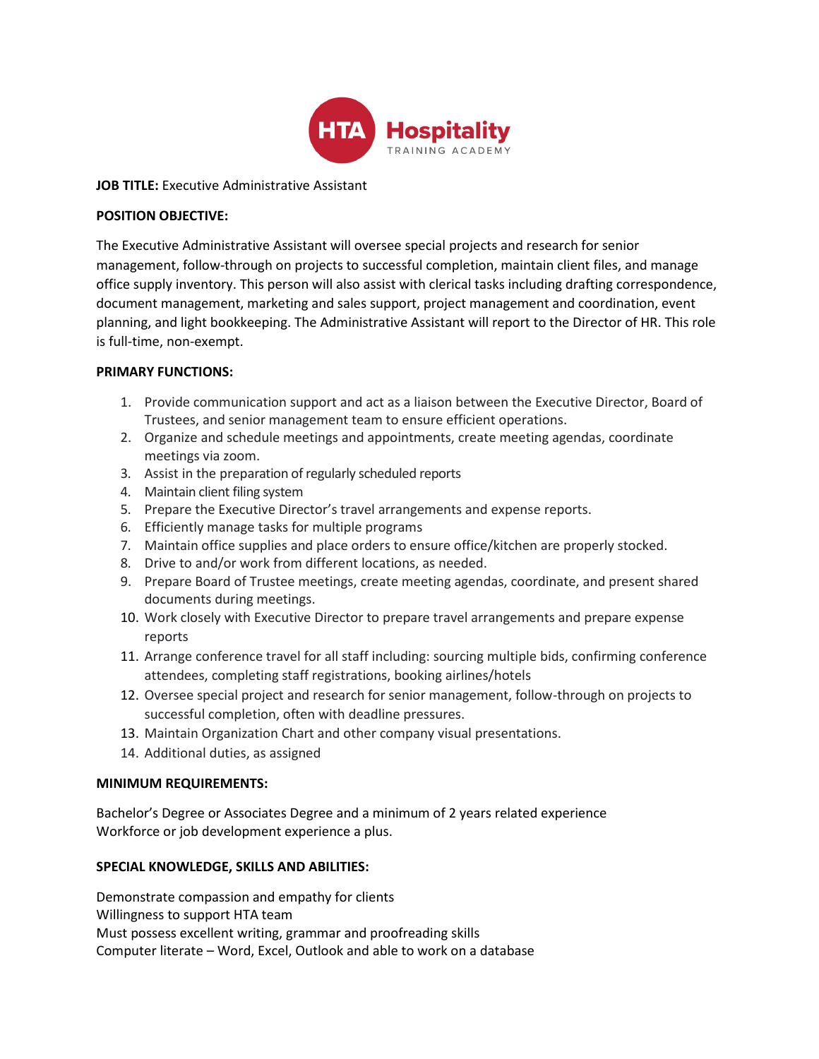HTA Hospitality TRAINING ACADEMY

**JOB TITLE:** Executive Administrative Assistant

**POSITION OBJECTIVE:**

The Executive Administrative Assistant will oversee special projects and research for senior management, follow-through on projects to successful completion, maintain client files, and manage office supply inventory. This person will also assist with clerical tasks including drafting correspondence, document management, marketing and sales support, project management and coordination, event planning, and light bookkeeping. The Administrative Assistant will report to the Director of HR. This role is full-time, non-exempt.

**PRIMARY FUNCTIONS:**

1. Provide communication support and act as a liaison between the Executive Director, Board of Trustees, and senior management team to ensure efficient operations.
2. Organize and schedule meetings and appointments, create meeting agendas, coordinate meetings via zoom.
3. Assist in the preparation of regularly scheduled reports
4. Maintain client filing system
5. Prepare the Executive Director's travel arrangements and expense reports.
6. Efficiently manage tasks for multiple programs
7. Maintain office supplies and place orders to ensure office/kitchen are properly stocked.
8. Drive to and/or work from different locations, as needed.
9. Prepare Board of Trustee meetings, create meeting agendas, coordinate, and present shared documents during meetings.
10. Work closely with Executive Director to prepare travel arrangements and prepare expense reports
11. Arrange conference travel for all staff including: sourcing multiple bids, confirming conference attendees, completing staff registrations, booking airlines/hotels
12. Oversee special project and research for senior management, follow-through on projects to successful completion, often with deadline pressures.
13. Maintain Organization Chart and other company visual presentations.
14. Additional duties, as assigned

**MINIMUM REQUIREMENTS:**

Bachelor's Degree or Associates Degree and a minimum of 2 years related experience
Workforce or job development experience a plus.

**SPECIAL KNOWLEDGE, SKILLS AND ABILITIES:**

Demonstrate compassion and empathy for clients
Willingness to support HTA team
Must possess excellent writing, grammar and proofreading skills
Computer literate – Word, Excel, Outlook and able to work on a database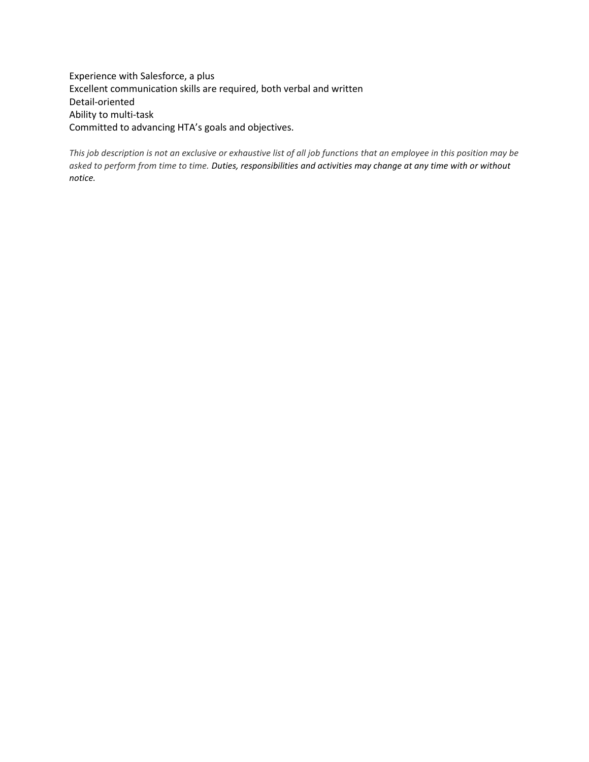Experience with Salesforce, a plus
Excellent communication skills are required, both verbal and written
Detail-oriented
Ability to multi-task
Committed to advancing HTA's goals and objectives.

*This job description is not an exclusive or exhaustive list of all job functions that an employee in this position may be asked to perform from time to time. Duties, responsibilities and activities may change at any time with or without notice.*